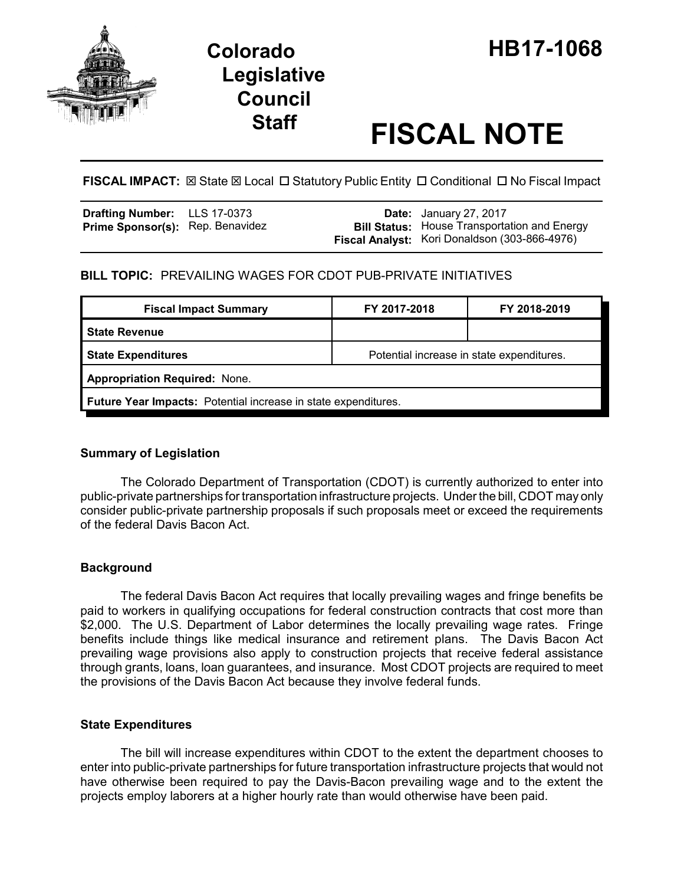# Colorado Legislative Council Staff

# HB17-1068

# FISCAL NOTE

**FISCAL IMPACT:** ☒ State ☒ Local ☐ Statutory Public Entity ☐ Conditional ☐ No Fiscal Impact

| | | | |
|---|---|---|---|
| **Drafting Number:** | LLS 17-0373 | **Date:** | January 27, 2017 |
| **Prime Sponsor(s):** | Rep. Benavidez | **Bill Status:** | House Transportation and Energy |
| | | **Fiscal Analyst:** | Kori Donaldson (303-866-4976) |

**BILL TOPIC:** PREVAILING WAGES FOR CDOT PUB-PRIVATE INITIATIVES

| Fiscal Impact Summary | FY 2017-2018 | FY 2018-2019 |
|---|---|---|
| **State Revenue** | | |
| **State Expenditures** | Potential increase in state expenditures. | |
| **Appropriation Required:** None. | | |
| **Future Year Impacts:** Potential increase in state expenditures. | | |

## Summary of Legislation

The Colorado Department of Transportation (CDOT) is currently authorized to enter into public-private partnerships for transportation infrastructure projects. Under the bill, CDOT may only consider public-private partnership proposals if such proposals meet or exceed the requirements of the federal Davis Bacon Act.

## Background

The federal Davis Bacon Act requires that locally prevailing wages and fringe benefits be paid to workers in qualifying occupations for federal construction contracts that cost more than $2,000. The U.S. Department of Labor determines the locally prevailing wage rates. Fringe benefits include things like medical insurance and retirement plans. The Davis Bacon Act prevailing wage provisions also apply to construction projects that receive federal assistance through grants, loans, loan guarantees, and insurance. Most CDOT projects are required to meet the provisions of the Davis Bacon Act because they involve federal funds.

## State Expenditures

The bill will increase expenditures within CDOT to the extent the department chooses to enter into public-private partnerships for future transportation infrastructure projects that would not have otherwise been required to pay the Davis-Bacon prevailing wage and to the extent the projects employ laborers at a higher hourly rate than would otherwise have been paid.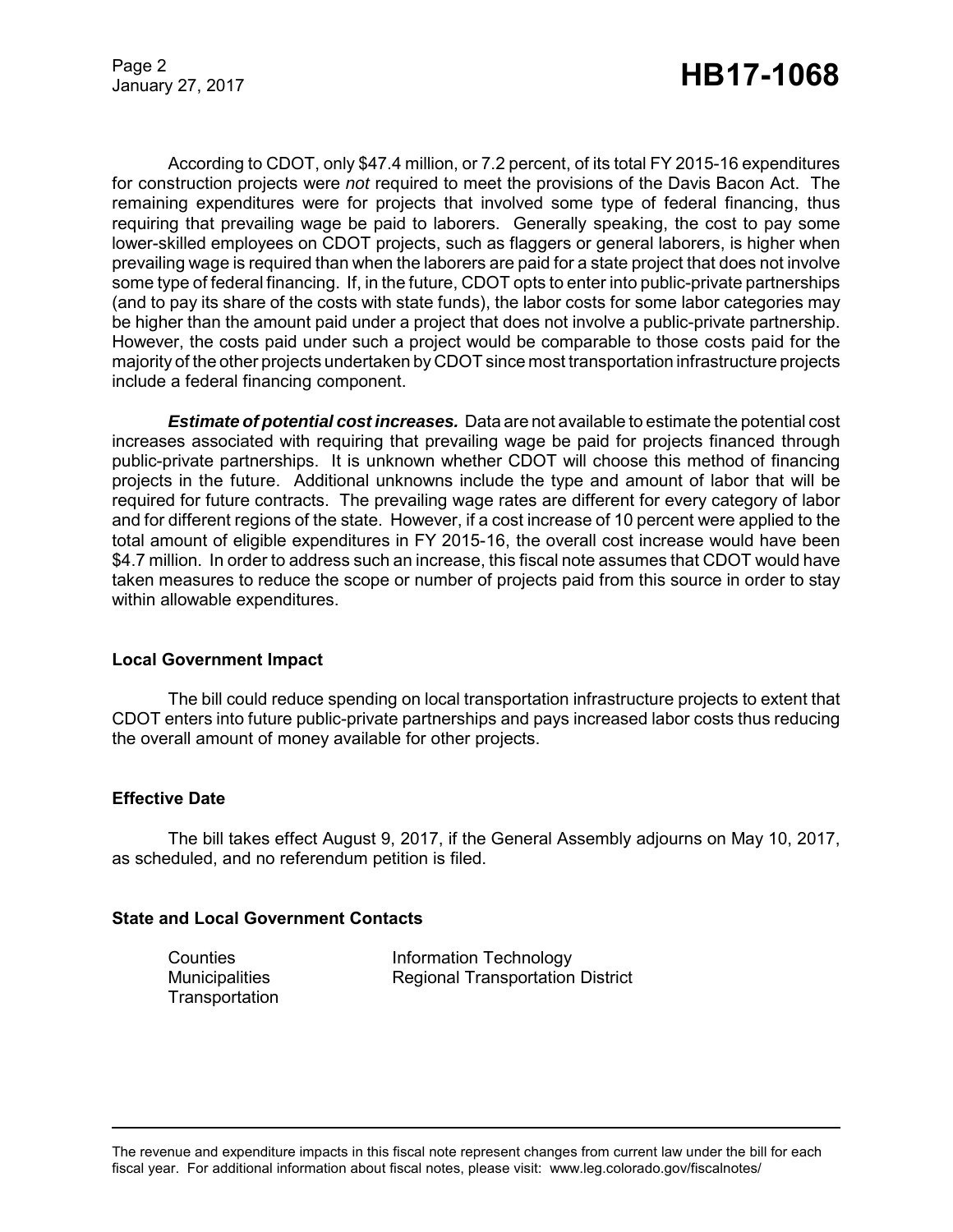According to CDOT, only $47.4 million, or 7.2 percent, of its total FY 2015-16 expenditures for construction projects were *not* required to meet the provisions of the Davis Bacon Act. The remaining expenditures were for projects that involved some type of federal financing, thus requiring that prevailing wage be paid to laborers. Generally speaking, the cost to pay some lower-skilled employees on CDOT projects, such as flaggers or general laborers, is higher when prevailing wage is required than when the laborers are paid for a state project that does not involve some type of federal financing. If, in the future, CDOT opts to enter into public-private partnerships (and to pay its share of the costs with state funds), the labor costs for some labor categories may be higher than the amount paid under a project that does not involve a public-private partnership. However, the costs paid under such a project would be comparable to those costs paid for the majority of the other projects undertaken by CDOT since most transportation infrastructure projects include a federal financing component.

***Estimate of potential cost increases.*** Data are not available to estimate the potential cost increases associated with requiring that prevailing wage be paid for projects financed through public-private partnerships. It is unknown whether CDOT will choose this method of financing projects in the future. Additional unknowns include the type and amount of labor that will be required for future contracts. The prevailing wage rates are different for every category of labor and for different regions of the state. However, if a cost increase of 10 percent were applied to the total amount of eligible expenditures in FY 2015-16, the overall cost increase would have been $4.7 million. In order to address such an increase, this fiscal note assumes that CDOT would have taken measures to reduce the scope or number of projects paid from this source in order to stay within allowable expenditures.

## Local Government Impact

The bill could reduce spending on local transportation infrastructure projects to extent that CDOT enters into future public-private partnerships and pays increased labor costs thus reducing the overall amount of money available for other projects.

## Effective Date

The bill takes effect August 9, 2017, if the General Assembly adjourns on May 10, 2017, as scheduled, and no referendum petition is filed.

## State and Local Government Contacts

| | |
|---|---|
| Counties | Information Technology |
| Municipalities | Regional Transportation District |
| Transportation | |

The revenue and expenditure impacts in this fiscal note represent changes from current law under the bill for each fiscal year. For additional information about fiscal notes, please visit: www.leg.colorado.gov/fiscalnotes/